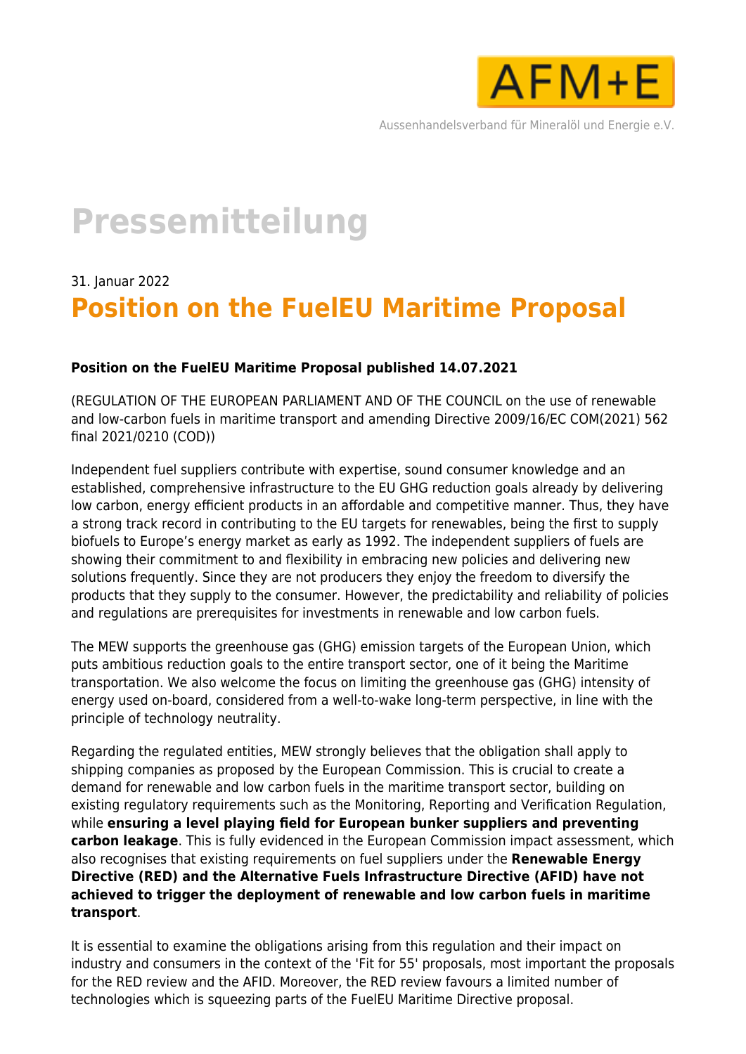AFM+E

Aussenhandelsverband für Mineralöl und Energie e.V.

# Pressemitteilung

31. Januar 2022

## Position on the FuelEU Maritime Proposal

**Position on the FuelEU Maritime Proposal published 14.07.2021**

(REGULATION OF THE EUROPEAN PARLIAMENT AND OF THE COUNCIL on the use of renewable and low-carbon fuels in maritime transport and amending Directive 2009/16/EC COM(2021) 562 final 2021/0210 (COD))

Independent fuel suppliers contribute with expertise, sound consumer knowledge and an established, comprehensive infrastructure to the EU GHG reduction goals already by delivering low carbon, energy efficient products in an affordable and competitive manner. Thus, they have a strong track record in contributing to the EU targets for renewables, being the first to supply biofuels to Europe's energy market as early as 1992. The independent suppliers of fuels are showing their commitment to and flexibility in embracing new policies and delivering new solutions frequently. Since they are not producers they enjoy the freedom to diversify the products that they supply to the consumer. However, the predictability and reliability of policies and regulations are prerequisites for investments in renewable and low carbon fuels.

The MEW supports the greenhouse gas (GHG) emission targets of the European Union, which puts ambitious reduction goals to the entire transport sector, one of it being the Maritime transportation. We also welcome the focus on limiting the greenhouse gas (GHG) intensity of energy used on-board, considered from a well-to-wake long-term perspective, in line with the principle of technology neutrality.

Regarding the regulated entities, MEW strongly believes that the obligation shall apply to shipping companies as proposed by the European Commission. This is crucial to create a demand for renewable and low carbon fuels in the maritime transport sector, building on existing regulatory requirements such as the Monitoring, Reporting and Verification Regulation, while **ensuring a level playing field for European bunker suppliers and preventing carbon leakage**. This is fully evidenced in the European Commission impact assessment, which also recognises that existing requirements on fuel suppliers under the **Renewable Energy Directive (RED) and the Alternative Fuels Infrastructure Directive (AFID) have not achieved to trigger the deployment of renewable and low carbon fuels in maritime transport**.

It is essential to examine the obligations arising from this regulation and their impact on industry and consumers in the context of the 'Fit for 55' proposals, most important the proposals for the RED review and the AFID. Moreover, the RED review favours a limited number of technologies which is squeezing parts of the FuelEU Maritime Directive proposal.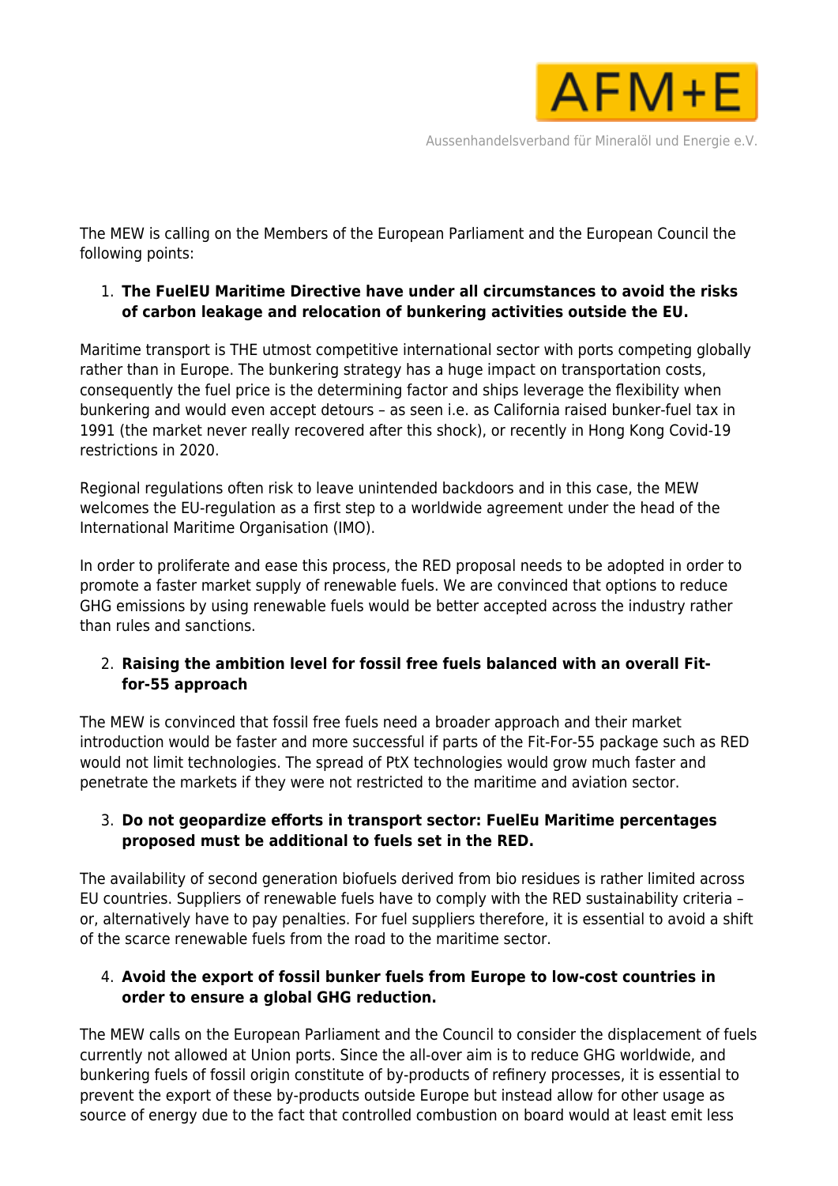The MEW is calling on the Members of the European Parliament and the European Council the following points:

1. **The FuelEU Maritime Directive have under all circumstances to avoid the risks of carbon leakage and relocation of bunkering activities outside the EU.**

Maritime transport is THE utmost competitive international sector with ports competing globally rather than in Europe. The bunkering strategy has a huge impact on transportation costs, consequently the fuel price is the determining factor and ships leverage the flexibility when bunkering and would even accept detours – as seen i.e. as California raised bunker-fuel tax in 1991 (the market never really recovered after this shock), or recently in Hong Kong Covid-19 restrictions in 2020.

Regional regulations often risk to leave unintended backdoors and in this case, the MEW welcomes the EU-regulation as a first step to a worldwide agreement under the head of the International Maritime Organisation (IMO).

In order to proliferate and ease this process, the RED proposal needs to be adopted in order to promote a faster market supply of renewable fuels. We are convinced that options to reduce GHG emissions by using renewable fuels would be better accepted across the industry rather than rules and sanctions.

2. **Raising the ambition level for fossil free fuels balanced with an overall Fit-for-55 approach**

The MEW is convinced that fossil free fuels need a broader approach and their market introduction would be faster and more successful if parts of the Fit-For-55 package such as RED would not limit technologies. The spread of PtX technologies would grow much faster and penetrate the markets if they were not restricted to the maritime and aviation sector.

3. **Do not geopardize efforts in transport sector: FuelEu Maritime percentages proposed must be additional to fuels set in the RED.**

The availability of second generation biofuels derived from bio residues is rather limited across EU countries. Suppliers of renewable fuels have to comply with the RED sustainability criteria – or, alternatively have to pay penalties. For fuel suppliers therefore, it is essential to avoid a shift of the scarce renewable fuels from the road to the maritime sector.

4. **Avoid the export of fossil bunker fuels from Europe to low-cost countries in order to ensure a global GHG reduction.**

The MEW calls on the European Parliament and the Council to consider the displacement of fuels currently not allowed at Union ports. Since the all-over aim is to reduce GHG worldwide, and bunkering fuels of fossil origin constitute of by-products of refinery processes, it is essential to prevent the export of these by-products outside Europe but instead allow for other usage as source of energy due to the fact that controlled combustion on board would at least emit less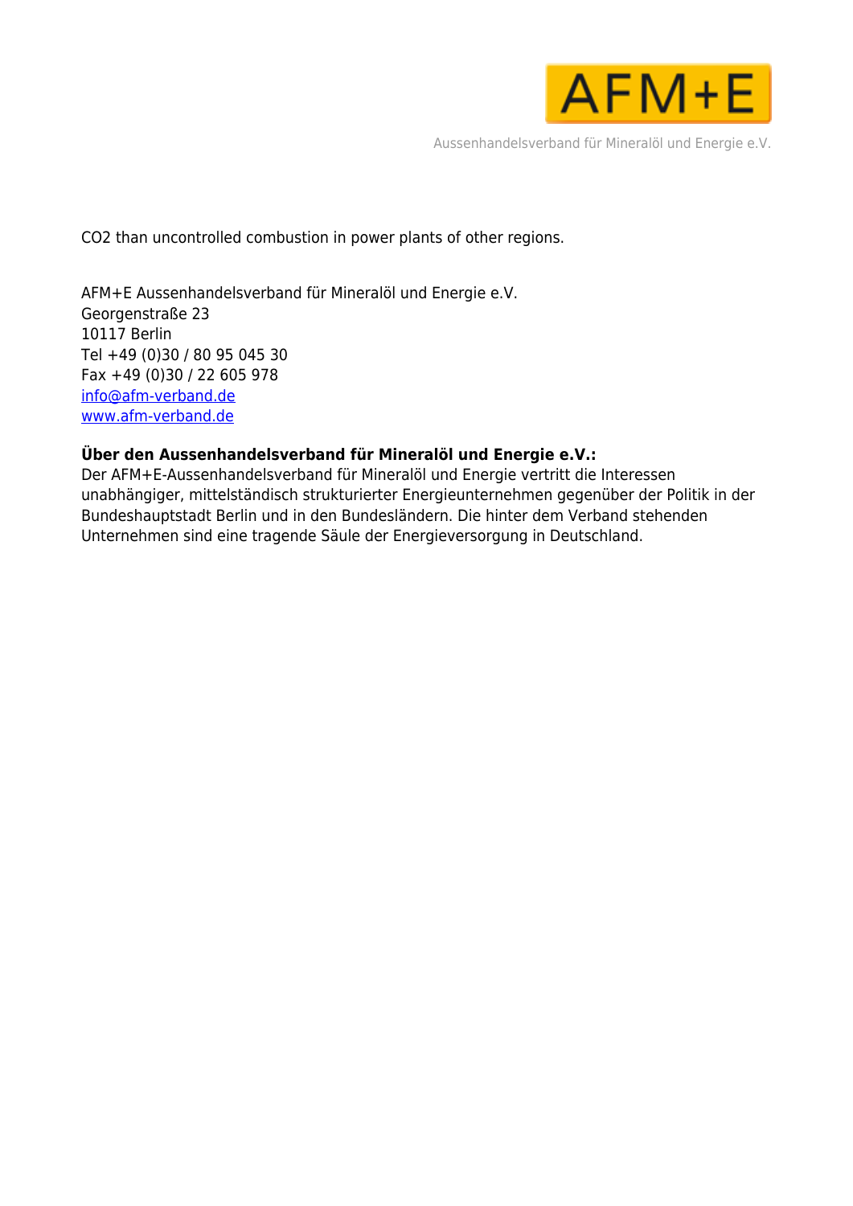$CO_2$ than uncontrolled combustion in power plants of other regions.

AFM+E Aussenhandelsverband für Mineralöl und Energie e.V.
Georgenstraße 23
10117 Berlin
Tel +49 (0)30 / 80 95 045 30
Fax +49 (0)30 / 22 605 978
[info@afm-verband.de](mailto:info@afm-verband.de)
[www.afm-verband.de](http://www.afm-verband.de)

**Über den Aussenhandelsverband für Mineralöl und Energie e.V.:**
Der AFM+E-Aussenhandelsverband für Mineralöl und Energie vertritt die Interessen unabhängiger, mittelständisch strukturierter Energieunternehmen gegenüber der Politik in der Bundeshauptstadt Berlin und in den Bundesländern. Die hinter dem Verband stehenden Unternehmen sind eine tragende Säule der Energieversorgung in Deutschland.